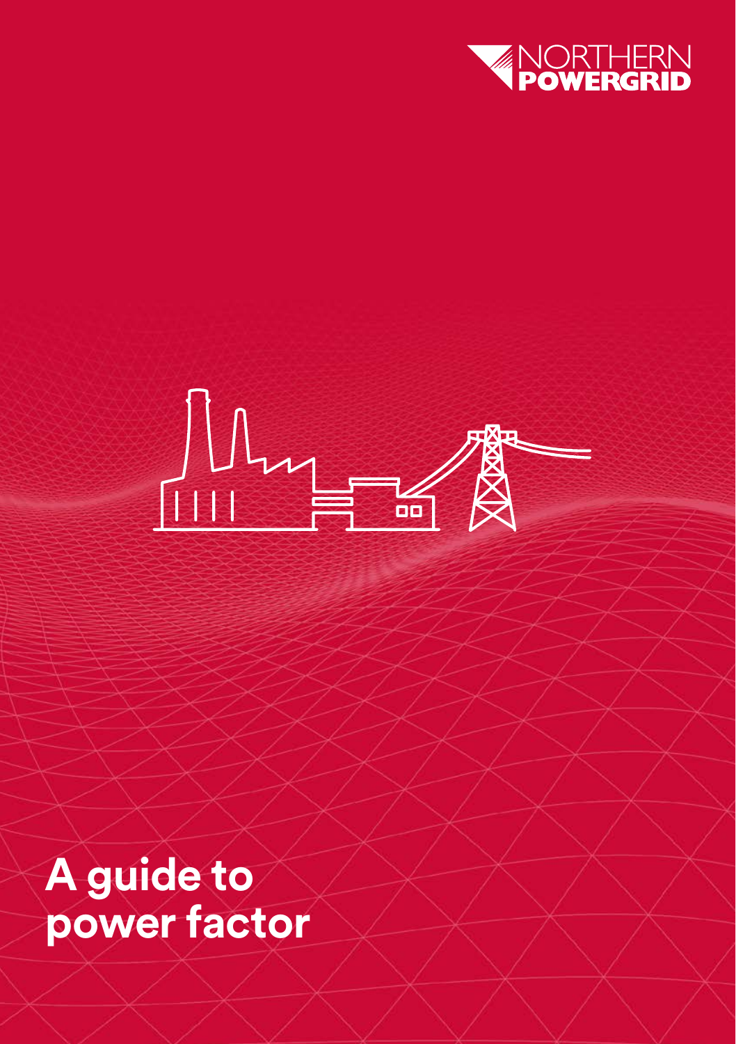NORTHERN POWERGRID

# A guide to power factor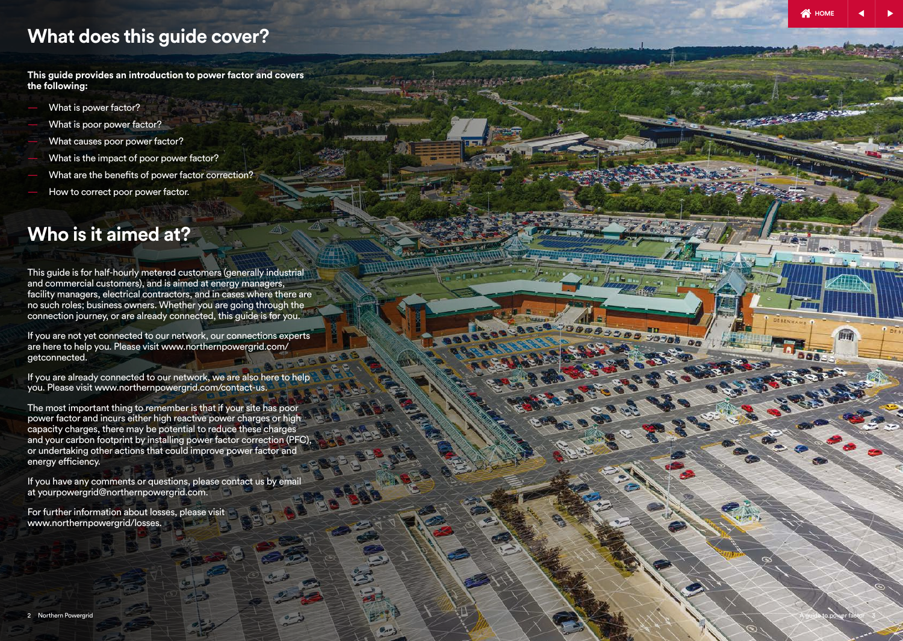# What does this guide cover?

**This guide provides an introduction to power factor and covers the following:**

- What is power factor?
- What is poor power factor?
- What causes poor power factor?
- What is the impact of poor power factor?
- What are the benefits of power factor correction?
- How to correct poor power factor.

# Who is it aimed at?

This guide is for half-hourly metered customers (generally industrial and commercial customers), and is aimed at energy managers, facility managers, electrical contractors, and in cases where there are no such roles; business owners. Whether you are going through the connection journey, or are already connected, this guide is for you.

If you are not yet connected to our network, our connections experts are here to help you. Please visit www.northernpowergrid.com/getconnected.

If you are already connected to our network, we are also here to help you. Please visit www.northernpowergrid.com/contact-us.

The most important thing to remember is that if your site has poor power factor and incurs either high reactive power charges or high capacity charges, there may be potential to reduce these charges and your carbon footprint by installing power factor correction (PFC), or undertaking other actions that could improve power factor and energy efficiency.

If you have any comments or questions, please contact us by email at yourpowergrid@northernpowergrid.com.

For further information about losses, please visit www.northernpowergrid.com/losses.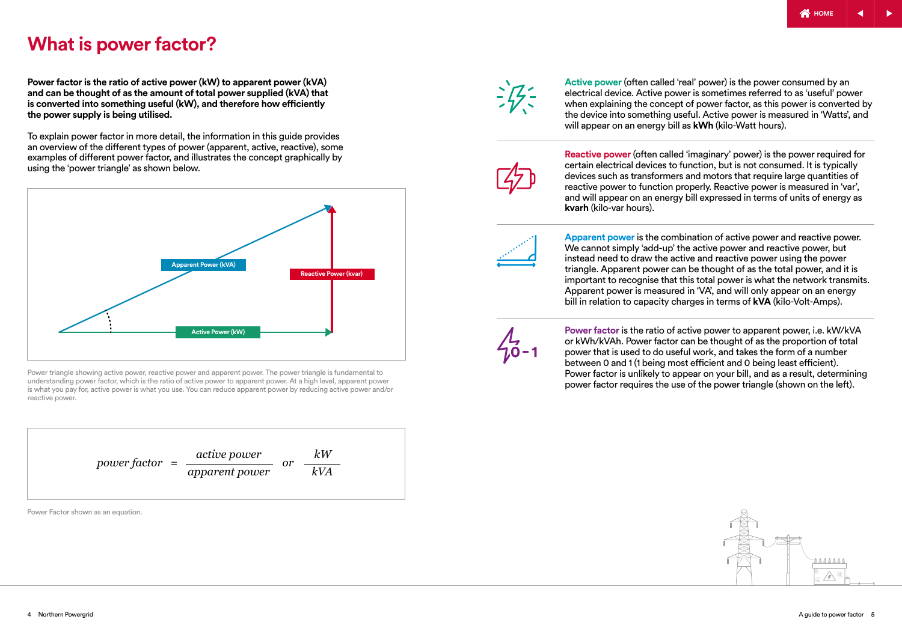# What is power factor?

**Power factor is the ratio of active power (kW) to apparent power (kVA) and can be thought of as the amount of total power supplied (kVA) that is converted into something useful (kW), and therefore how efficiently the power supply is being utilised.**

To explain power factor in more detail, the information in this guide provides an overview of the different types of power (apparent, active, reactive), some examples of different power factor, and illustrates the concept graphically by using the 'power triangle' as shown below.

Apparent Power (kVA)

Reactive Power (kvar)

Active Power (kW)

Power triangle showing active power, reactive power and apparent power. The power triangle is fundamental to understanding power factor, which is the ratio of active power to apparent power. At a high level, apparent power is what you pay for, active power is what you use. You can reduce apparent power by reducing active power and/or reactive power.

$$power\ factor = \frac{active\ power}{apparent\ power}\ \ or\ \ \frac{kW}{kVA}$$

Power Factor shown as an equation.

**Active power** (often called 'real' power) is the power consumed by an electrical device. Active power is sometimes referred to as 'useful' power when explaining the concept of power factor, as this power is converted by the device into something useful. Active power is measured in 'Watts', and will appear on an energy bill as **kWh** (kilo-Watt hours).

**Reactive power** (often called 'imaginary' power) is the power required for certain electrical devices to function, but is not consumed. It is typically devices such as transformers and motors that require large quantities of reactive power to function properly. Reactive power is measured in 'var', and will appear on an energy bill expressed in terms of units of energy as **kvarh** (kilo-var hours).

**Apparent power** is the combination of active power and reactive power. We cannot simply 'add-up' the active power and reactive power, but instead need to draw the active and reactive power using the power triangle. Apparent power can be thought of as the total power, and it is important to recognise that this total power is what the network transmits. Apparent power is measured in 'VA', and will only appear on an energy bill in relation to capacity charges in terms of **kVA** (kilo-Volt-Amps).

**Power factor** is the ratio of active power to apparent power, i.e. kW/kVA or kWh/kVAh. Power factor can be thought of as the proportion of total power that is used to do useful work, and takes the form of a number between 0 and 1 (1 being most efficient and 0 being least efficient). Power factor is unlikely to appear on your bill, and as a result, determining power factor requires the use of the power triangle (shown on the left).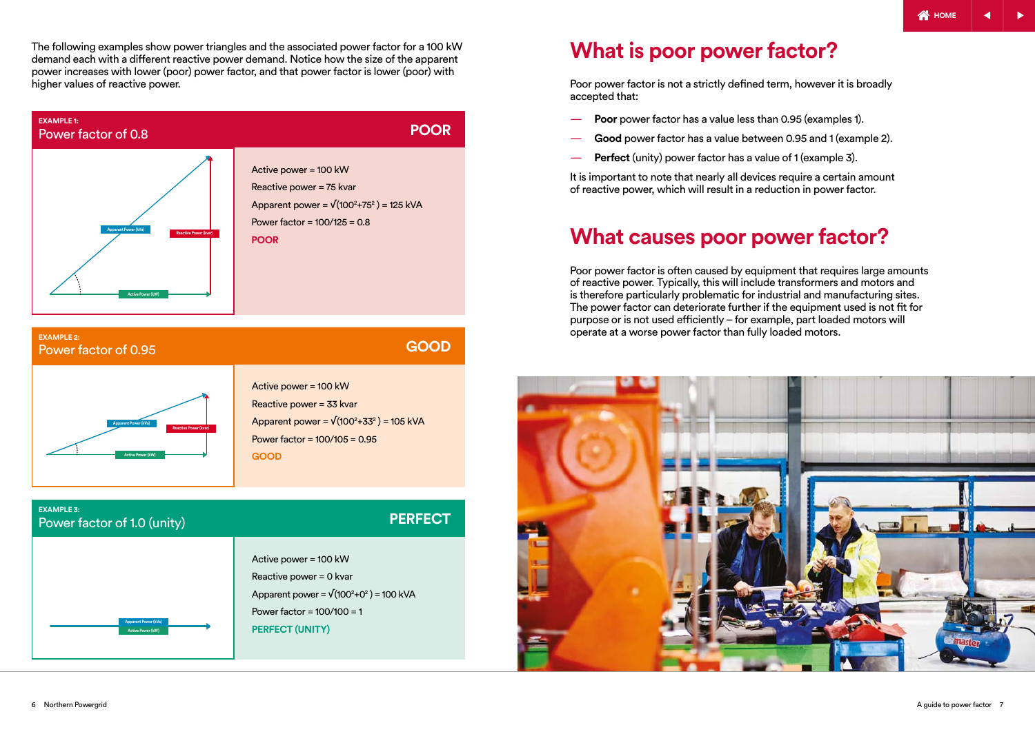The following examples show power triangles and the associated power factor for a 100 kW demand each with a different reactive power demand. Notice how the size of the apparent power increases with lower (poor) power factor, and that power factor is lower (poor) with higher values of reactive power.

**EXAMPLE 1:**

### Power factor of 0.8 — POOR

Apparent Power (kVA)
Reactive Power (kvar)
Active Power (kW)

Active power = 100 kW

Reactive power = 75 kvar

Apparent power = $\sqrt{(100^2+75^2)}$ = 125 kVA

Power factor = 100/125 = 0.8

**POOR**

**EXAMPLE 2:**

### Power factor of 0.95 — GOOD

Apparent Power (kVA)
Reactive Power (kvar)
Active Power (kW)

Active power = 100 kW

Reactive power = 33 kvar

Apparent power = $\sqrt{(100^2+33^2)}$ = 105 kVA

Power factor = 100/105 = 0.95

**GOOD**

**EXAMPLE 3:**

### Power factor of 1.0 (unity) — PERFECT

Apparent Power (kVA)
Active Power (kW)

Active power = 100 kW

Reactive power = 0 kvar

Apparent power = $\sqrt{(100^2+0^2)}$ = 100 kVA

Power factor = 100/100 = 1

**PERFECT (UNITY)**

# What is poor power factor?

Poor power factor is not a strictly defined term, however it is broadly accepted that:

- **Poor** power factor has a value less than 0.95 (examples 1).
- **Good** power factor has a value between 0.95 and 1 (example 2).
- **Perfect** (unity) power factor has a value of 1 (example 3).

It is important to note that nearly all devices require a certain amount of reactive power, which will result in a reduction in power factor.

# What causes poor power factor?

Poor power factor is often caused by equipment that requires large amounts of reactive power. Typically, this will include transformers and motors and is therefore particularly problematic for industrial and manufacturing sites. The power factor can deteriorate further if the equipment used is not fit for purpose or is not used efficiently – for example, part loaded motors will operate at a worse power factor than fully loaded motors.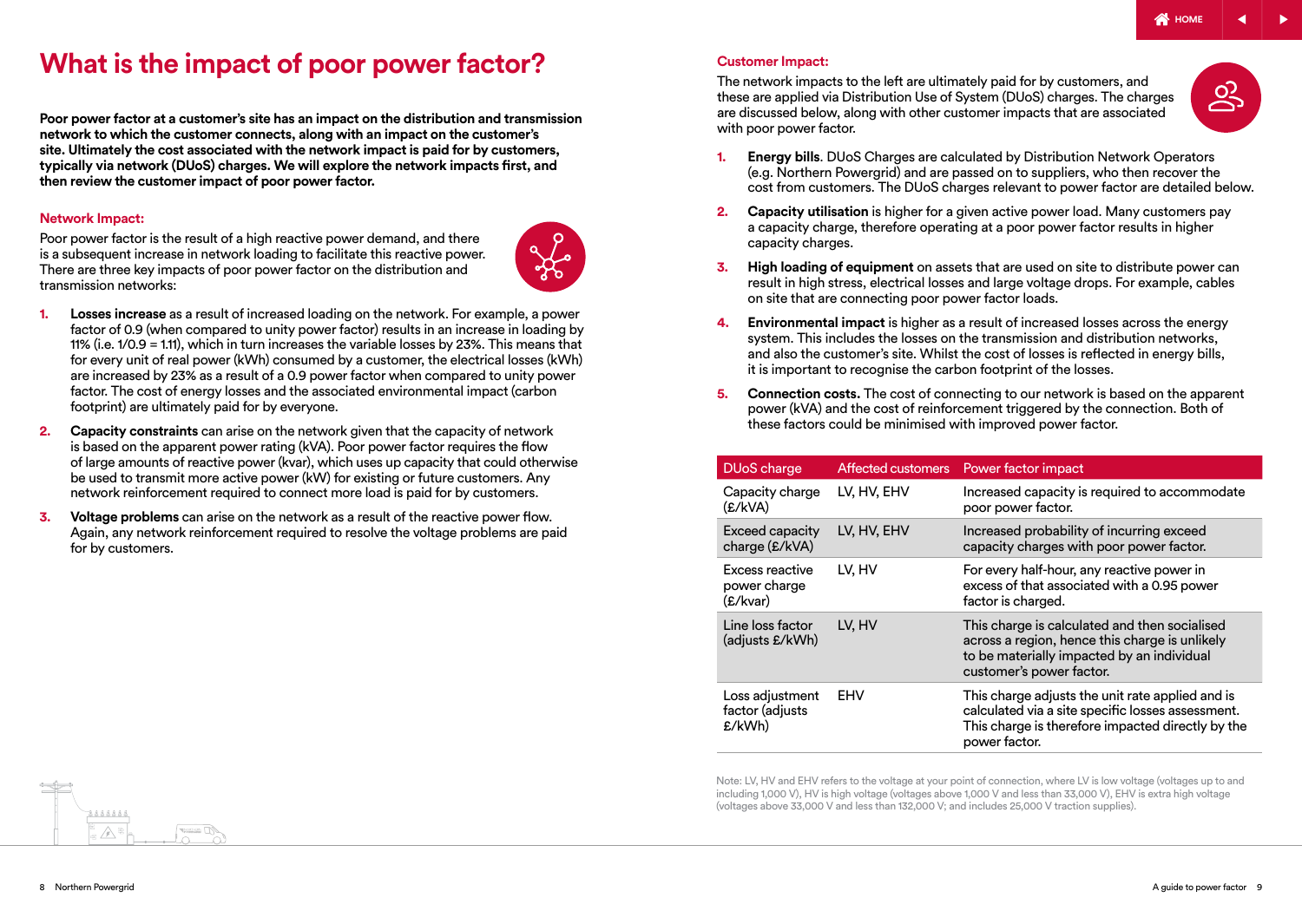# What is the impact of poor power factor?

**Poor power factor at a customer's site has an impact on the distribution and transmission network to which the customer connects, along with an impact on the customer's site. Ultimately the cost associated with the network impact is paid for by customers, typically via network (DUoS) charges. We will explore the network impacts first, and then review the customer impact of poor power factor.**

## Network Impact:

Poor power factor is the result of a high reactive power demand, and there is a subsequent increase in network loading to facilitate this reactive power. There are three key impacts of poor power factor on the distribution and transmission networks:

1. **Losses increase** as a result of increased loading on the network. For example, a power factor of 0.9 (when compared to unity power factor) results in an increase in loading by 11% (i.e. 1/0.9 = 1.11), which in turn increases the variable losses by 23%. This means that for every unit of real power (kWh) consumed by a customer, the electrical losses (kWh) are increased by 23% as a result of a 0.9 power factor when compared to unity power factor. The cost of energy losses and the associated environmental impact (carbon footprint) are ultimately paid for by everyone.
2. **Capacity constraints** can arise on the network given that the capacity of network is based on the apparent power rating (kVA). Poor power factor requires the flow of large amounts of reactive power (kvar), which uses up capacity that could otherwise be used to transmit more active power (kW) for existing or future customers. Any network reinforcement required to connect more load is paid for by customers.
3. **Voltage problems** can arise on the network as a result of the reactive power flow. Again, any network reinforcement required to resolve the voltage problems are paid for by customers.

## Customer Impact:

The network impacts to the left are ultimately paid for by customers, and these are applied via Distribution Use of System (DUoS) charges. The charges are discussed below, along with other customer impacts that are associated with poor power factor.

1. **Energy bills**. DUoS Charges are calculated by Distribution Network Operators (e.g. Northern Powergrid) and are passed on to suppliers, who then recover the cost from customers. The DUoS charges relevant to power factor are detailed below.
2. **Capacity utilisation** is higher for a given active power load. Many customers pay a capacity charge, therefore operating at a poor power factor results in higher capacity charges.
3. **High loading of equipment** on assets that are used on site to distribute power can result in high stress, electrical losses and large voltage drops. For example, cables on site that are connecting poor power factor loads.
4. **Environmental impact** is higher as a result of increased losses across the energy system. This includes the losses on the transmission and distribution networks, and also the customer's site. Whilst the cost of losses is reflected in energy bills, it is important to recognise the carbon footprint of the losses.
5. **Connection costs.** The cost of connecting to our network is based on the apparent power (kVA) and the cost of reinforcement triggered by the connection. Both of these factors could be minimised with improved power factor.

| DUoS charge | Affected customers | Power factor impact |
|---|---|---|
| Capacity charge (£/kVA) | LV, HV, EHV | Increased capacity is required to accommodate poor power factor. |
| Exceed capacity charge (£/kVA) | LV, HV, EHV | Increased probability of incurring exceed capacity charges with poor power factor. |
| Excess reactive power charge (£/kvar) | LV, HV | For every half-hour, any reactive power in excess of that associated with a 0.95 power factor is charged. |
| Line loss factor (adjusts £/kWh) | LV, HV | This charge is calculated and then socialised across a region, hence this charge is unlikely to be materially impacted by an individual customer's power factor. |
| Loss adjustment factor (adjusts £/kWh) | EHV | This charge adjusts the unit rate applied and is calculated via a site specific losses assessment. This charge is therefore impacted directly by the power factor. |

Note: LV, HV and EHV refers to the voltage at your point of connection, where LV is low voltage (voltages up to and including 1,000 V), HV is high voltage (voltages above 1,000 V and less than 33,000 V), EHV is extra high voltage (voltages above 33,000 V and less than 132,000 V; and includes 25,000 V traction supplies).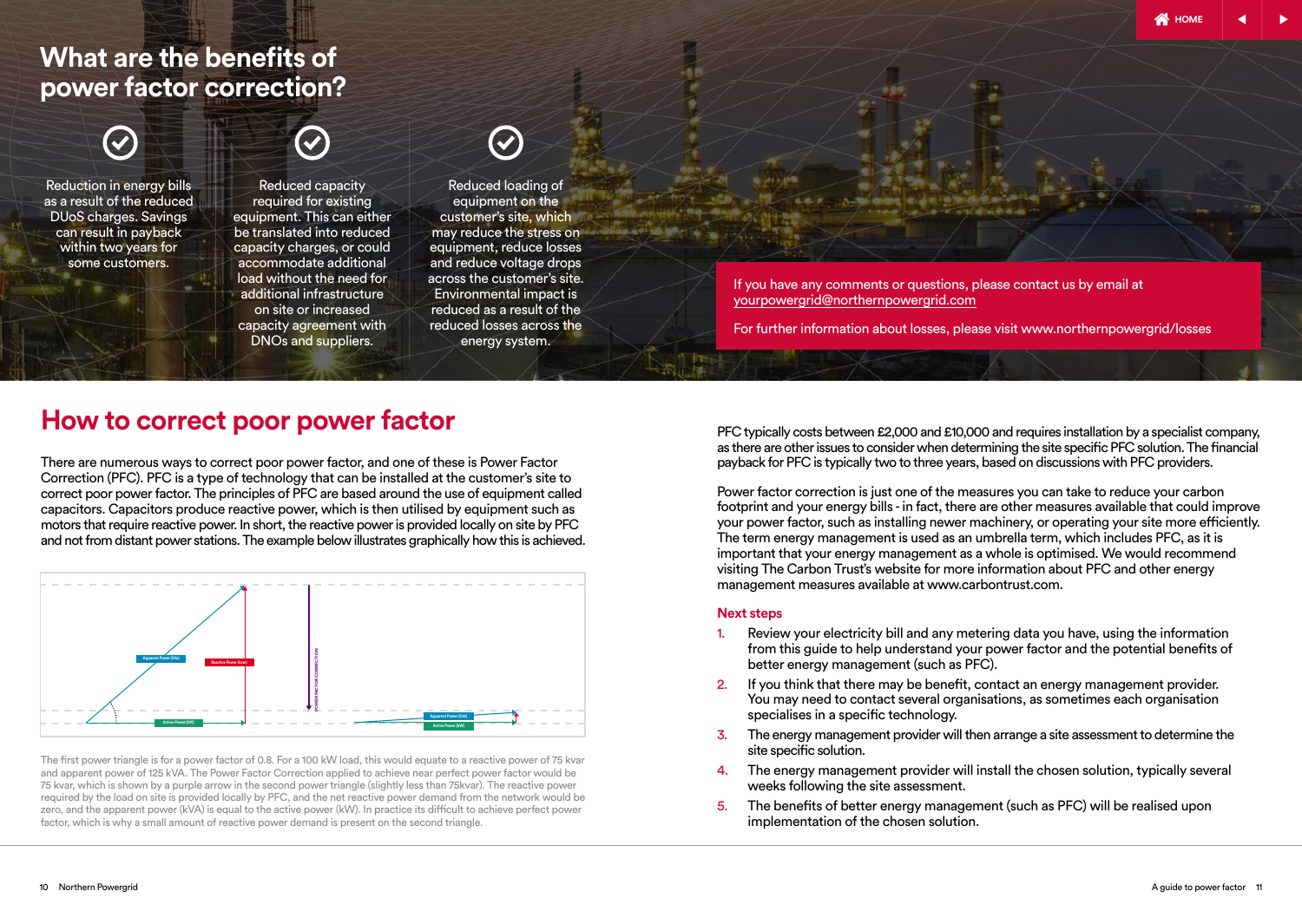# What are the benefits of power factor correction?

Reduction in energy bills as a result of the reduced DUoS charges. Savings can result in payback within two years for some customers.

Reduced capacity required for existing equipment. This can either be translated into reduced capacity charges, or could accommodate additional load without the need for additional infrastructure on site or increased capacity agreement with DNOs and suppliers.

Reduced loading of equipment on the customer's site, which may reduce the stress on equipment, reduce losses and reduce voltage drops across the customer's site. Environmental impact is reduced as a result of the reduced losses across the energy system.

If you have any comments or questions, please contact us by email at yourpowergrid@northernpowergrid.com

For further information about losses, please visit www.northernpowergrid/losses

## How to correct poor power factor

There are numerous ways to correct poor power factor, and one of these is Power Factor Correction (PFC). PFC is a type of technology that can be installed at the customer's site to correct poor power factor. The principles of PFC are based around the use of equipment called capacitors. Capacitors produce reactive power, which is then utilised by equipment such as motors that require reactive power. In short, the reactive power is provided locally on site by PFC and not from distant power stations. The example below illustrates graphically how this is achieved.

Apparent Power (kVA) | Reactive Power (kvar) | Active Power (kW) | POWER FACTOR CORRECTION | Apparent Power (kVA) | Active Power (kW)

The first power triangle is for a power factor of 0.8. For a 100 kW load, this would equate to a reactive power of 75 kvar and apparent power of 125 kVA. The Power Factor Correction applied to achieve near perfect power factor would be 75 kvar, which is shown by a purple arrow in the second power triangle (slightly less than 75kvar). The reactive power required by the load on site is provided locally by PFC, and the net reactive power demand from the network would be zero, and the apparent power (kVA) is equal to the active power (kW). In practice its difficult to achieve perfect power factor, which is why a small amount of reactive power demand is present on the second triangle.

PFC typically costs between £2,000 and £10,000 and requires installation by a specialist company, as there are other issues to consider when determining the site specific PFC solution. The financial payback for PFC is typically two to three years, based on discussions with PFC providers.

Power factor correction is just one of the measures you can take to reduce your carbon footprint and your energy bills - in fact, there are other measures available that could improve your power factor, such as installing newer machinery, or operating your site more efficiently. The term energy management is used as an umbrella term, which includes PFC, as it is important that your energy management as a whole is optimised. We would recommend visiting The Carbon Trust's website for more information about PFC and other energy management measures available at www.carbontrust.com.

### Next steps

1. Review your electricity bill and any metering data you have, using the information from this guide to help understand your power factor and the potential benefits of better energy management (such as PFC).
2. If you think that there may be benefit, contact an energy management provider. You may need to contact several organisations, as sometimes each organisation specialises in a specific technology.
3. The energy management provider will then arrange a site assessment to determine the site specific solution.
4. The energy management provider will install the chosen solution, typically several weeks following the site assessment.
5. The benefits of better energy management (such as PFC) will be realised upon implementation of the chosen solution.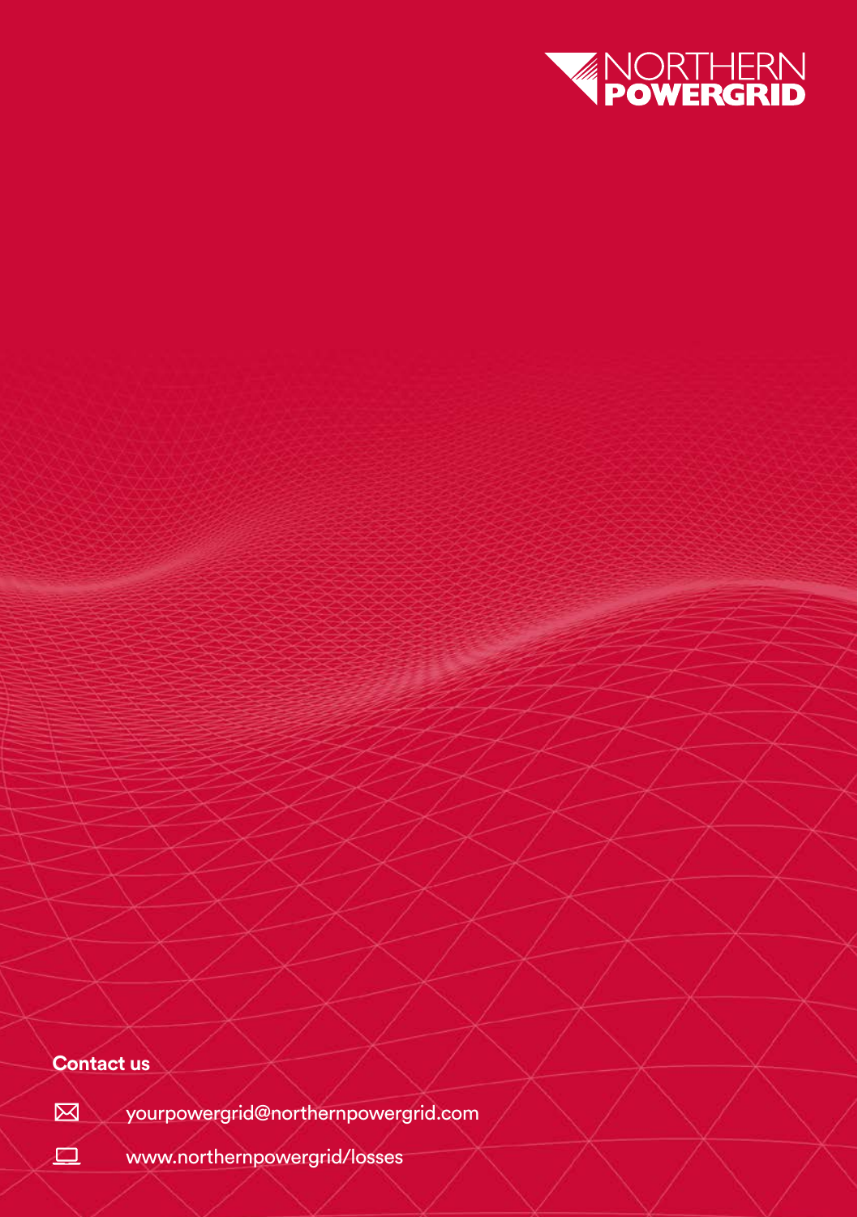NORTHERN POWERGRID

**Contact us**

yourpowergrid@northernpowergrid.com

www.northernpowergrid/losses